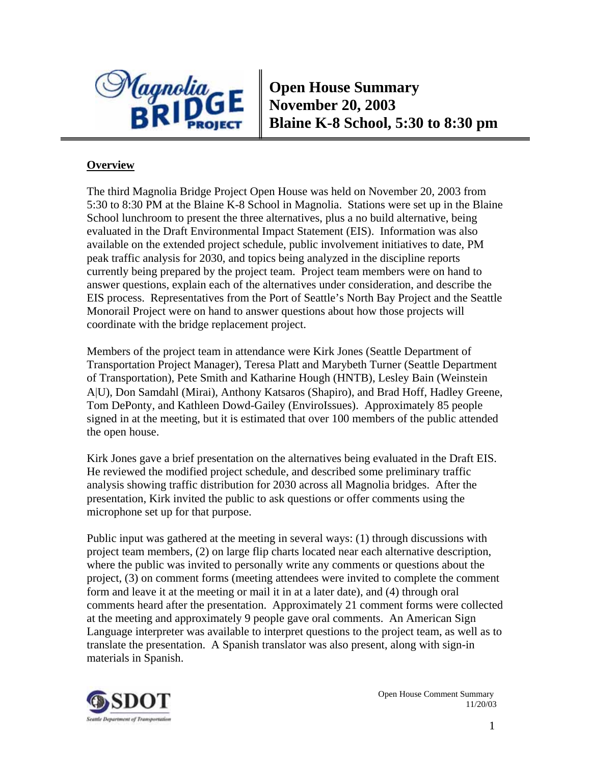# Open House Summary
# November 20, 2003
# Blaine K-8 School, 5:30 to 8:30 pm

## Overview

The third Magnolia Bridge Project Open House was held on November 20, 2003 from 5:30 to 8:30 PM at the Blaine K-8 School in Magnolia. Stations were set up in the Blaine School lunchroom to present the three alternatives, plus a no build alternative, being evaluated in the Draft Environmental Impact Statement (EIS). Information was also available on the extended project schedule, public involvement initiatives to date, PM peak traffic analysis for 2030, and topics being analyzed in the discipline reports currently being prepared by the project team. Project team members were on hand to answer questions, explain each of the alternatives under consideration, and describe the EIS process. Representatives from the Port of Seattle's North Bay Project and the Seattle Monorail Project were on hand to answer questions about how those projects will coordinate with the bridge replacement project.

Members of the project team in attendance were Kirk Jones (Seattle Department of Transportation Project Manager), Teresa Platt and Marybeth Turner (Seattle Department of Transportation), Pete Smith and Katharine Hough (HNTB), Lesley Bain (Weinstein A|U), Don Samdahl (Mirai), Anthony Katsaros (Shapiro), and Brad Hoff, Hadley Greene, Tom DePonty, and Kathleen Dowd-Gailey (EnviroIssues). Approximately 85 people signed in at the meeting, but it is estimated that over 100 members of the public attended the open house.

Kirk Jones gave a brief presentation on the alternatives being evaluated in the Draft EIS. He reviewed the modified project schedule, and described some preliminary traffic analysis showing traffic distribution for 2030 across all Magnolia bridges. After the presentation, Kirk invited the public to ask questions or offer comments using the microphone set up for that purpose.

Public input was gathered at the meeting in several ways: (1) through discussions with project team members, (2) on large flip charts located near each alternative description, where the public was invited to personally write any comments or questions about the project, (3) on comment forms (meeting attendees were invited to complete the comment form and leave it at the meeting or mail it in at a later date), and (4) through oral comments heard after the presentation. Approximately 21 comment forms were collected at the meeting and approximately 9 people gave oral comments. An American Sign Language interpreter was available to interpret questions to the project team, as well as to translate the presentation. A Spanish translator was also present, along with sign-in materials in Spanish.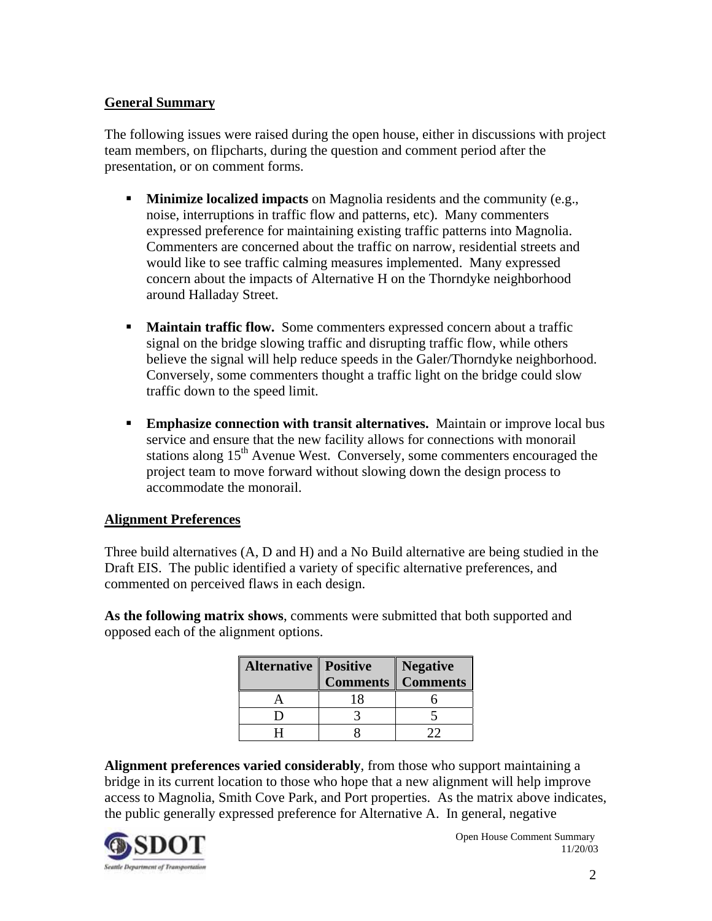## General Summary

The following issues were raised during the open house, either in discussions with project team members, on flipcharts, during the question and comment period after the presentation, or on comment forms.

- **Minimize localized impacts** on Magnolia residents and the community (e.g., noise, interruptions in traffic flow and patterns, etc). Many commenters expressed preference for maintaining existing traffic patterns into Magnolia. Commenters are concerned about the traffic on narrow, residential streets and would like to see traffic calming measures implemented. Many expressed concern about the impacts of Alternative H on the Thorndyke neighborhood around Halladay Street.

- **Maintain traffic flow.** Some commenters expressed concern about a traffic signal on the bridge slowing traffic and disrupting traffic flow, while others believe the signal will help reduce speeds in the Galer/Thorndyke neighborhood. Conversely, some commenters thought a traffic light on the bridge could slow traffic down to the speed limit.

- **Emphasize connection with transit alternatives.** Maintain or improve local bus service and ensure that the new facility allows for connections with monorail stations along 15th Avenue West. Conversely, some commenters encouraged the project team to move forward without slowing down the design process to accommodate the monorail.

## Alignment Preferences

Three build alternatives (A, D and H) and a No Build alternative are being studied in the Draft EIS. The public identified a variety of specific alternative preferences, and commented on perceived flaws in each design.

**As the following matrix shows**, comments were submitted that both supported and opposed each of the alignment options.

| Alternative | Positive Comments | Negative Comments |
|---|---|---|
| A | 18 | 6 |
| D | 3 | 5 |
| H | 8 | 22 |

**Alignment preferences varied considerably**, from those who support maintaining a bridge in its current location to those who hope that a new alignment will help improve access to Magnolia, Smith Cove Park, and Port properties. As the matrix above indicates, the public generally expressed preference for Alternative A. In general, negative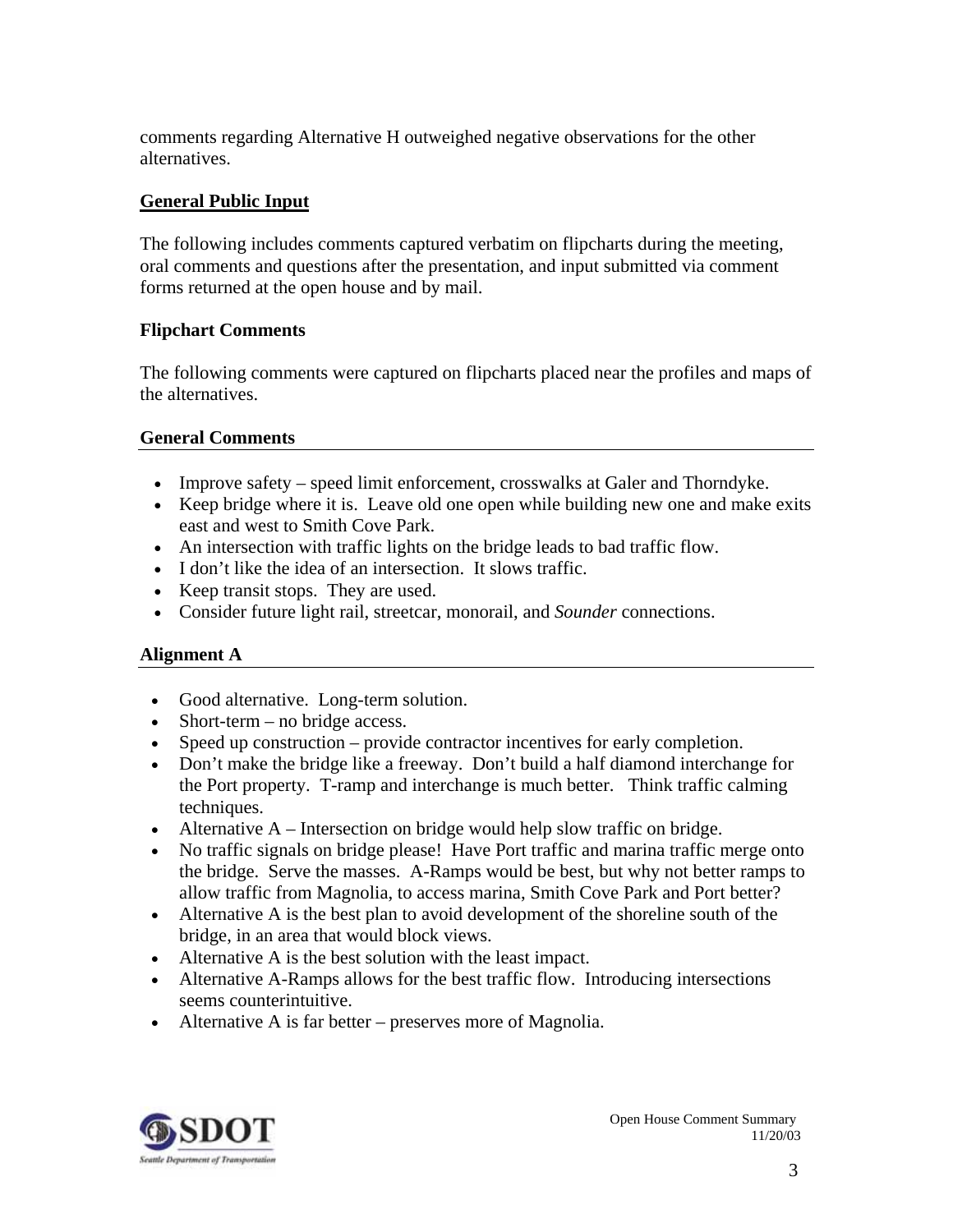comments regarding Alternative H outweighed negative observations for the other alternatives.

## General Public Input

The following includes comments captured verbatim on flipcharts during the meeting, oral comments and questions after the presentation, and input submitted via comment forms returned at the open house and by mail.

### Flipchart Comments

The following comments were captured on flipcharts placed near the profiles and maps of the alternatives.

#### General Comments

- Improve safety – speed limit enforcement, crosswalks at Galer and Thorndyke.
- Keep bridge where it is. Leave old one open while building new one and make exits east and west to Smith Cove Park.
- An intersection with traffic lights on the bridge leads to bad traffic flow.
- I don't like the idea of an intersection. It slows traffic.
- Keep transit stops. They are used.
- Consider future light rail, streetcar, monorail, and *Sounder* connections.

#### Alignment A

- Good alternative. Long-term solution.
- Short-term – no bridge access.
- Speed up construction – provide contractor incentives for early completion.
- Don't make the bridge like a freeway. Don't build a half diamond interchange for the Port property. T-ramp and interchange is much better. Think traffic calming techniques.
- Alternative A – Intersection on bridge would help slow traffic on bridge.
- No traffic signals on bridge please! Have Port traffic and marina traffic merge onto the bridge. Serve the masses. A-Ramps would be best, but why not better ramps to allow traffic from Magnolia, to access marina, Smith Cove Park and Port better?
- Alternative A is the best plan to avoid development of the shoreline south of the bridge, in an area that would block views.
- Alternative A is the best solution with the least impact.
- Alternative A-Ramps allows for the best traffic flow. Introducing intersections seems counterintuitive.
- Alternative A is far better – preserves more of Magnolia.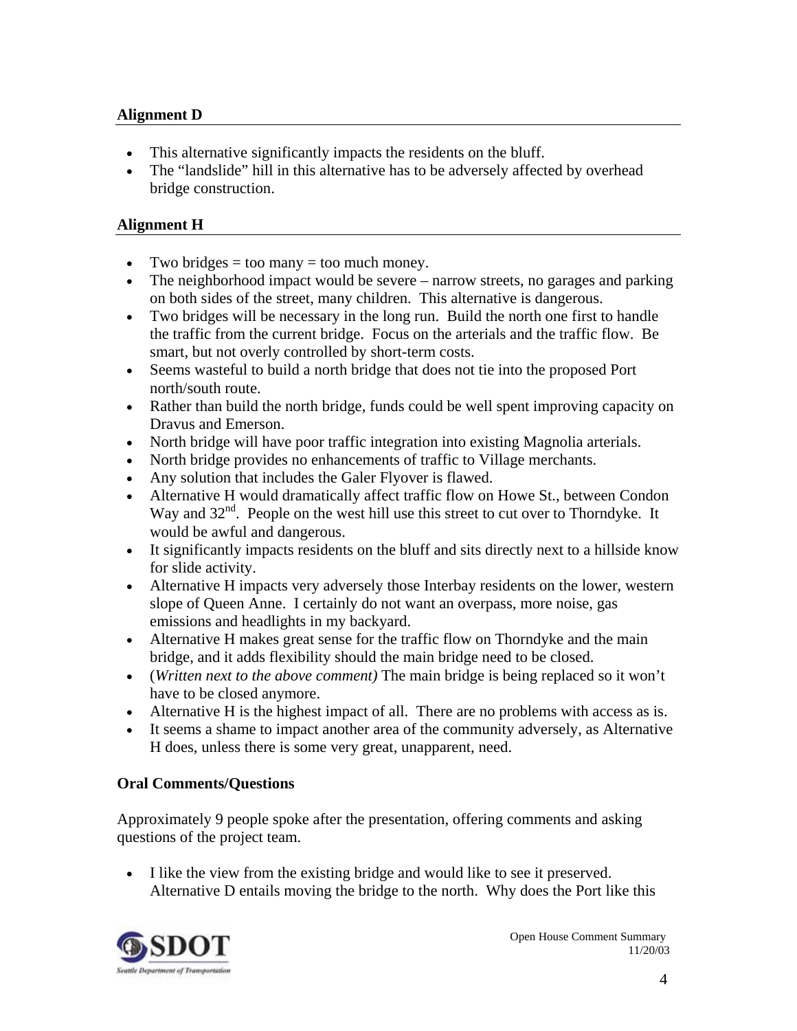### Alignment D

- This alternative significantly impacts the residents on the bluff.
- The "landslide" hill in this alternative has to be adversely affected by overhead bridge construction.

### Alignment H

- Two bridges = too many = too much money.
- The neighborhood impact would be severe – narrow streets, no garages and parking on both sides of the street, many children. This alternative is dangerous.
- Two bridges will be necessary in the long run. Build the north one first to handle the traffic from the current bridge. Focus on the arterials and the traffic flow. Be smart, but not overly controlled by short-term costs.
- Seems wasteful to build a north bridge that does not tie into the proposed Port north/south route.
- Rather than build the north bridge, funds could be well spent improving capacity on Dravus and Emerson.
- North bridge will have poor traffic integration into existing Magnolia arterials.
- North bridge provides no enhancements of traffic to Village merchants.
- Any solution that includes the Galer Flyover is flawed.
- Alternative H would dramatically affect traffic flow on Howe St., between Condon Way and 32nd. People on the west hill use this street to cut over to Thorndyke. It would be awful and dangerous.
- It significantly impacts residents on the bluff and sits directly next to a hillside know for slide activity.
- Alternative H impacts very adversely those Interbay residents on the lower, western slope of Queen Anne. I certainly do not want an overpass, more noise, gas emissions and headlights in my backyard.
- Alternative H makes great sense for the traffic flow on Thorndyke and the main bridge, and it adds flexibility should the main bridge need to be closed.
- (*Written next to the above comment)* The main bridge is being replaced so it won't have to be closed anymore.
- Alternative H is the highest impact of all. There are no problems with access as is.
- It seems a shame to impact another area of the community adversely, as Alternative H does, unless there is some very great, unapparent, need.

### Oral Comments/Questions

Approximately 9 people spoke after the presentation, offering comments and asking questions of the project team.

- I like the view from the existing bridge and would like to see it preserved. Alternative D entails moving the bridge to the north. Why does the Port like this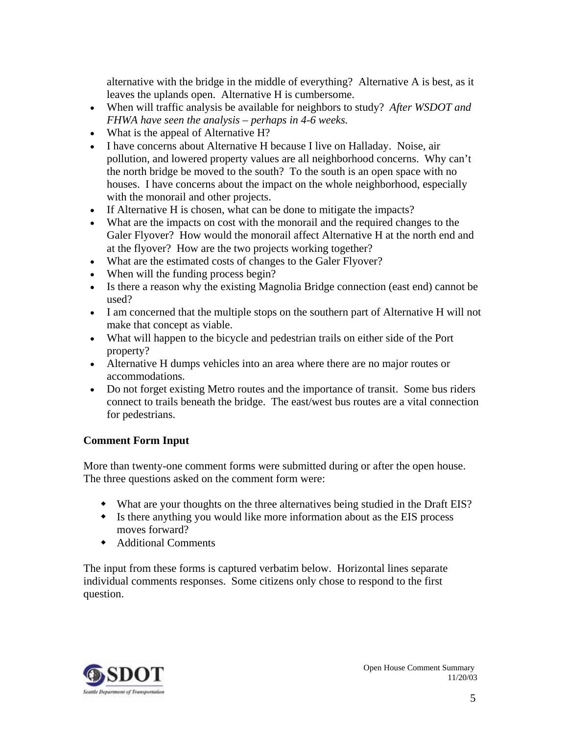alternative with the bridge in the middle of everything? Alternative A is best, as it leaves the uplands open. Alternative H is cumbersome.

- When will traffic analysis be available for neighbors to study? *After WSDOT and FHWA have seen the analysis – perhaps in 4-6 weeks.*
- What is the appeal of Alternative H?
- I have concerns about Alternative H because I live on Halladay. Noise, air pollution, and lowered property values are all neighborhood concerns. Why can't the north bridge be moved to the south? To the south is an open space with no houses. I have concerns about the impact on the whole neighborhood, especially with the monorail and other projects.
- If Alternative H is chosen, what can be done to mitigate the impacts?
- What are the impacts on cost with the monorail and the required changes to the Galer Flyover? How would the monorail affect Alternative H at the north end and at the flyover? How are the two projects working together?
- What are the estimated costs of changes to the Galer Flyover?
- When will the funding process begin?
- Is there a reason why the existing Magnolia Bridge connection (east end) cannot be used?
- I am concerned that the multiple stops on the southern part of Alternative H will not make that concept as viable.
- What will happen to the bicycle and pedestrian trails on either side of the Port property?
- Alternative H dumps vehicles into an area where there are no major routes or accommodations.
- Do not forget existing Metro routes and the importance of transit. Some bus riders connect to trails beneath the bridge. The east/west bus routes are a vital connection for pedestrians.

**Comment Form Input**

More than twenty-one comment forms were submitted during or after the open house. The three questions asked on the comment form were:

- What are your thoughts on the three alternatives being studied in the Draft EIS?
- Is there anything you would like more information about as the EIS process moves forward?
- Additional Comments

The input from these forms is captured verbatim below. Horizontal lines separate individual comments responses. Some citizens only chose to respond to the first question.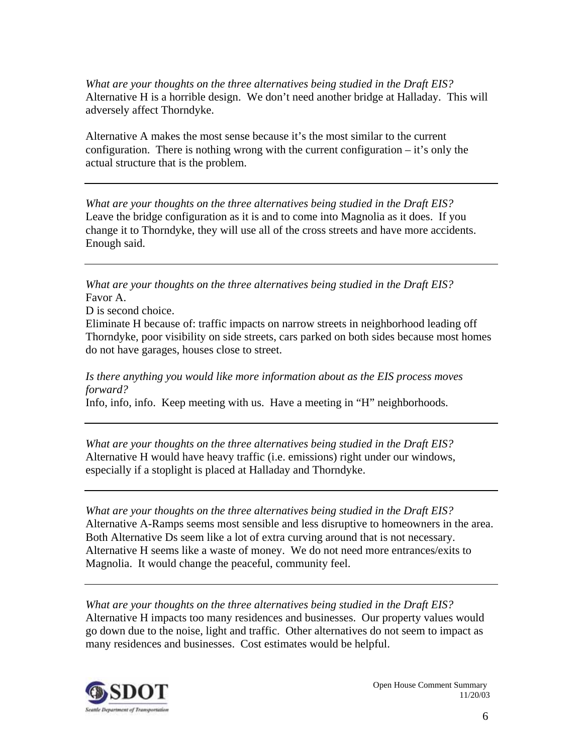*What are your thoughts on the three alternatives being studied in the Draft EIS?*
Alternative H is a horrible design. We don't need another bridge at Halladay. This will adversely affect Thorndyke.

Alternative A makes the most sense because it's the most similar to the current configuration. There is nothing wrong with the current configuration – it's only the actual structure that is the problem.

---

*What are your thoughts on the three alternatives being studied in the Draft EIS?*
Leave the bridge configuration as it is and to come into Magnolia as it does. If you change it to Thorndyke, they will use all of the cross streets and have more accidents. Enough said.

---

*What are your thoughts on the three alternatives being studied in the Draft EIS?*
Favor A.
D is second choice.
Eliminate H because of: traffic impacts on narrow streets in neighborhood leading off Thorndyke, poor visibility on side streets, cars parked on both sides because most homes do not have garages, houses close to street.

*Is there anything you would like more information about as the EIS process moves forward?*
Info, info, info. Keep meeting with us. Have a meeting in "H" neighborhoods.

---

*What are your thoughts on the three alternatives being studied in the Draft EIS?*
Alternative H would have heavy traffic (i.e. emissions) right under our windows, especially if a stoplight is placed at Halladay and Thorndyke.

---

*What are your thoughts on the three alternatives being studied in the Draft EIS?*
Alternative A-Ramps seems most sensible and less disruptive to homeowners in the area. Both Alternative Ds seem like a lot of extra curving around that is not necessary. Alternative H seems like a waste of money. We do not need more entrances/exits to Magnolia. It would change the peaceful, community feel.

---

*What are your thoughts on the three alternatives being studied in the Draft EIS?*
Alternative H impacts too many residences and businesses. Our property values would go down due to the noise, light and traffic. Other alternatives do not seem to impact as many residences and businesses. Cost estimates would be helpful.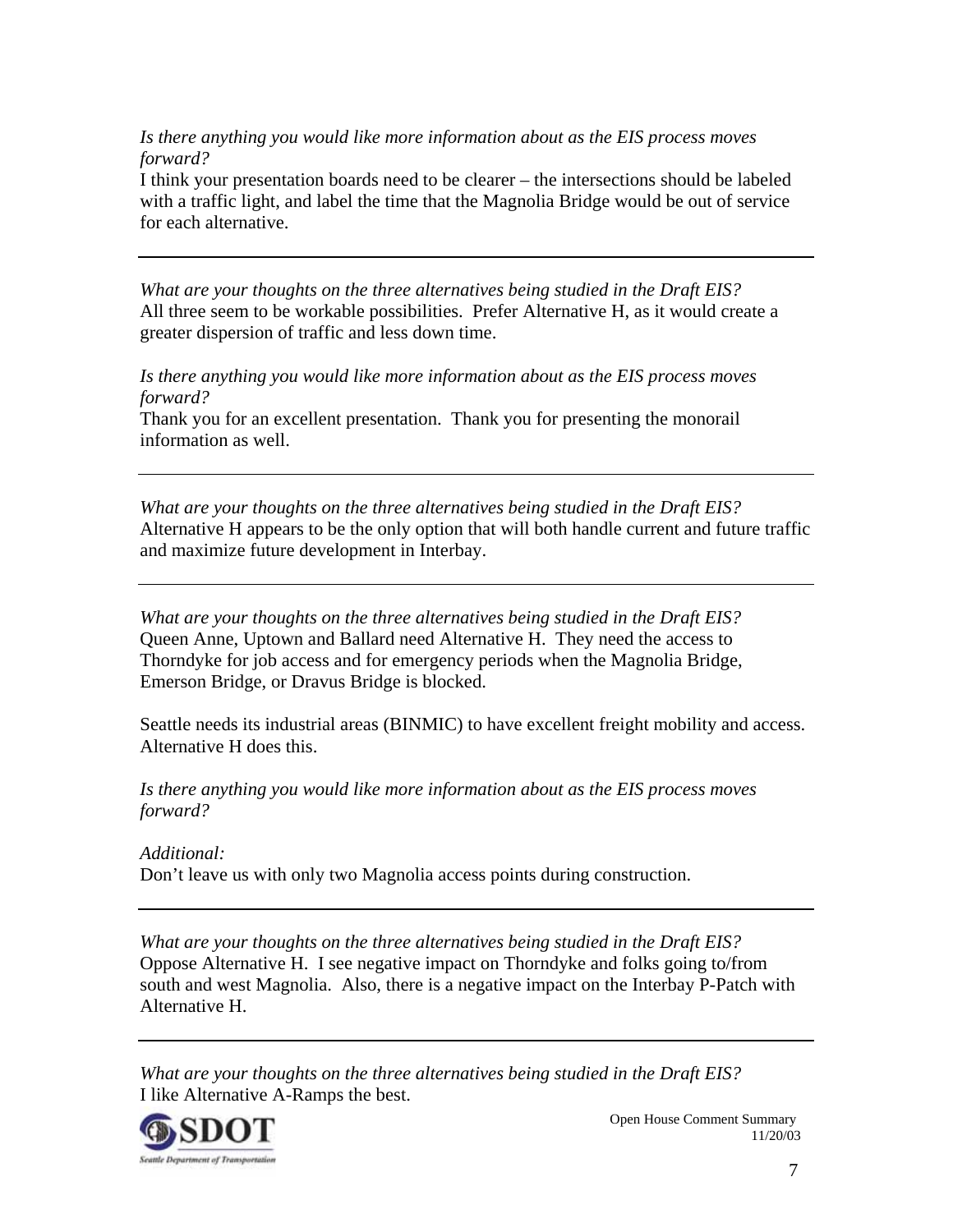*Is there anything you would like more information about as the EIS process moves forward?*
I think your presentation boards need to be clearer – the intersections should be labeled with a traffic light, and label the time that the Magnolia Bridge would be out of service for each alternative.

---

*What are your thoughts on the three alternatives being studied in the Draft EIS?*
All three seem to be workable possibilities. Prefer Alternative H, as it would create a greater dispersion of traffic and less down time.

*Is there anything you would like more information about as the EIS process moves forward?*
Thank you for an excellent presentation. Thank you for presenting the monorail information as well.

---

*What are your thoughts on the three alternatives being studied in the Draft EIS?*
Alternative H appears to be the only option that will both handle current and future traffic and maximize future development in Interbay.

---

*What are your thoughts on the three alternatives being studied in the Draft EIS?*
Queen Anne, Uptown and Ballard need Alternative H. They need the access to Thorndyke for job access and for emergency periods when the Magnolia Bridge, Emerson Bridge, or Dravus Bridge is blocked.

Seattle needs its industrial areas (BINMIC) to have excellent freight mobility and access. Alternative H does this.

*Is there anything you would like more information about as the EIS process moves forward?*

*Additional:*
Don't leave us with only two Magnolia access points during construction.

---

*What are your thoughts on the three alternatives being studied in the Draft EIS?*
Oppose Alternative H. I see negative impact on Thorndyke and folks going to/from south and west Magnolia. Also, there is a negative impact on the Interbay P-Patch with Alternative H.

---

*What are your thoughts on the three alternatives being studied in the Draft EIS?*
I like Alternative A-Ramps the best.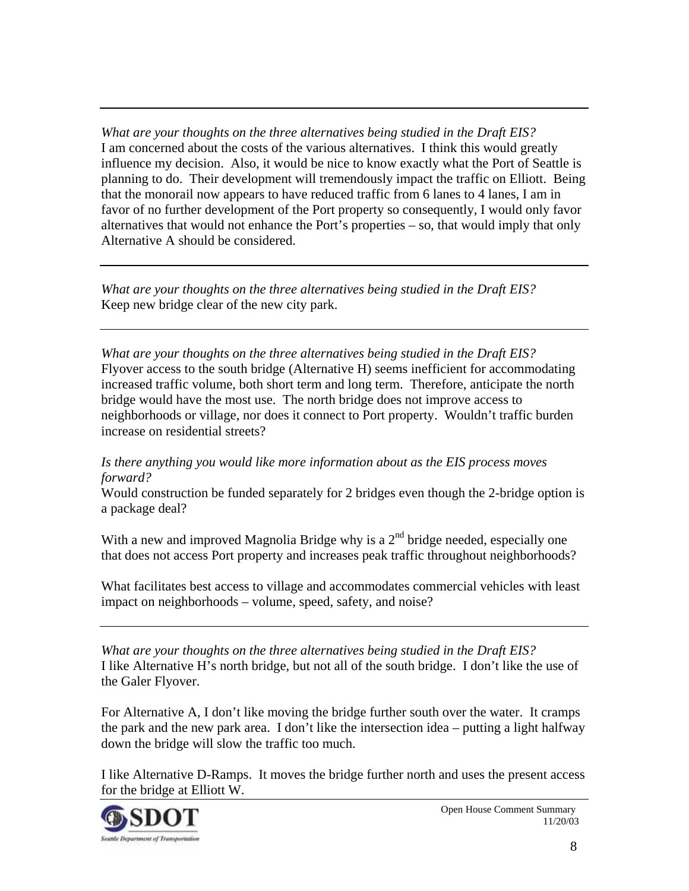---

*What are your thoughts on the three alternatives being studied in the Draft EIS?*
I am concerned about the costs of the various alternatives. I think this would greatly influence my decision. Also, it would be nice to know exactly what the Port of Seattle is planning to do. Their development will tremendously impact the traffic on Elliott. Being that the monorail now appears to have reduced traffic from 6 lanes to 4 lanes, I am in favor of no further development of the Port property so consequently, I would only favor alternatives that would not enhance the Port's properties – so, that would imply that only Alternative A should be considered.

---

*What are your thoughts on the three alternatives being studied in the Draft EIS?*
Keep new bridge clear of the new city park.

---

*What are your thoughts on the three alternatives being studied in the Draft EIS?*
Flyover access to the south bridge (Alternative H) seems inefficient for accommodating increased traffic volume, both short term and long term. Therefore, anticipate the north bridge would have the most use. The north bridge does not improve access to neighborhoods or village, nor does it connect to Port property. Wouldn't traffic burden increase on residential streets?

*Is there anything you would like more information about as the EIS process moves forward?*
Would construction be funded separately for 2 bridges even though the 2-bridge option is a package deal?

With a new and improved Magnolia Bridge why is a 2nd bridge needed, especially one that does not access Port property and increases peak traffic throughout neighborhoods?

What facilitates best access to village and accommodates commercial vehicles with least impact on neighborhoods – volume, speed, safety, and noise?

---

*What are your thoughts on the three alternatives being studied in the Draft EIS?*
I like Alternative H's north bridge, but not all of the south bridge. I don't like the use of the Galer Flyover.

For Alternative A, I don't like moving the bridge further south over the water. It cramps the park and the new park area. I don't like the intersection idea – putting a light halfway down the bridge will slow the traffic too much.

I like Alternative D-Ramps. It moves the bridge further north and uses the present access for the bridge at Elliott W.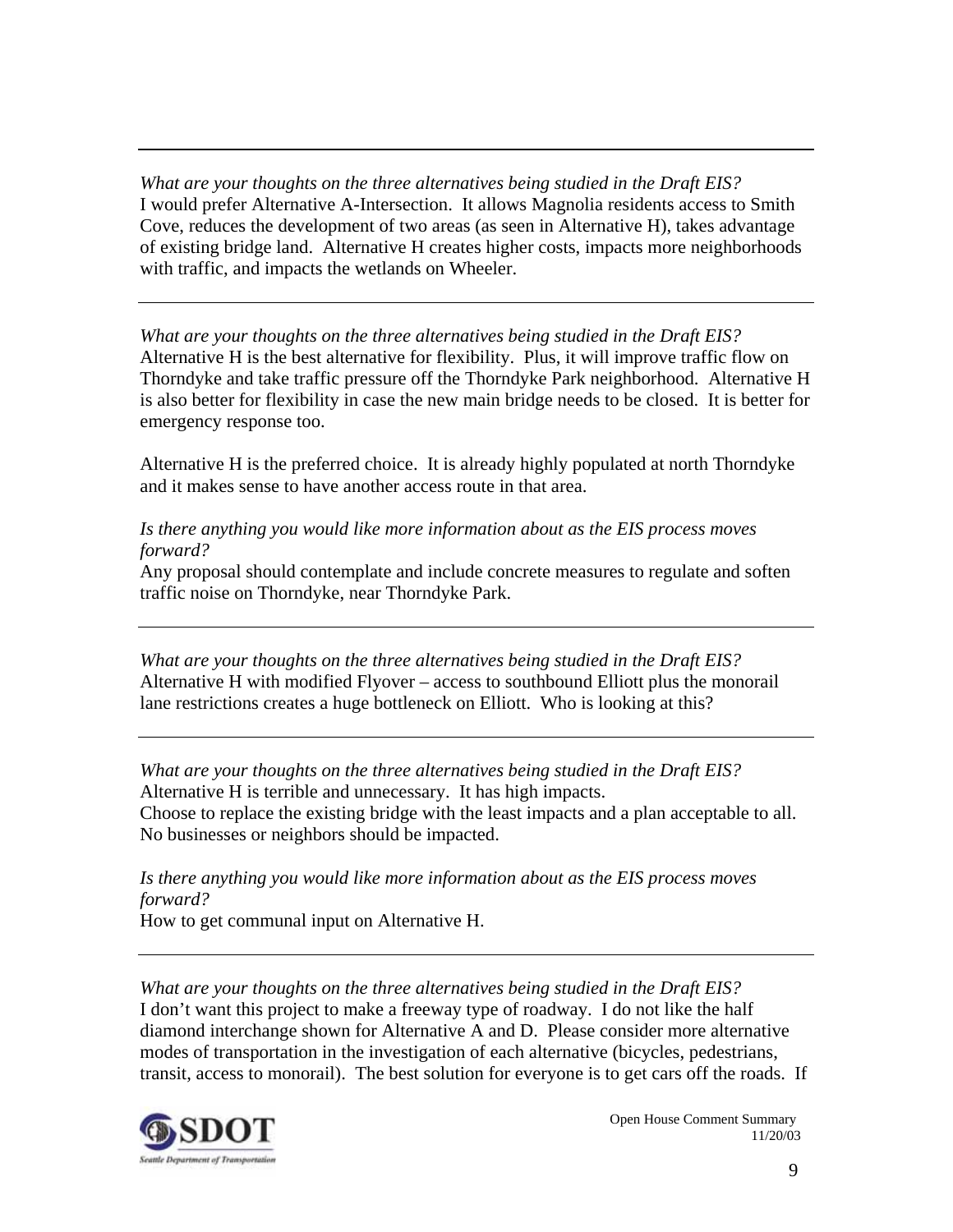---

*What are your thoughts on the three alternatives being studied in the Draft EIS?*
I would prefer Alternative A-Intersection. It allows Magnolia residents access to Smith Cove, reduces the development of two areas (as seen in Alternative H), takes advantage of existing bridge land. Alternative H creates higher costs, impacts more neighborhoods with traffic, and impacts the wetlands on Wheeler.

---

*What are your thoughts on the three alternatives being studied in the Draft EIS?*
Alternative H is the best alternative for flexibility. Plus, it will improve traffic flow on Thorndyke and take traffic pressure off the Thorndyke Park neighborhood. Alternative H is also better for flexibility in case the new main bridge needs to be closed. It is better for emergency response too.

Alternative H is the preferred choice. It is already highly populated at north Thorndyke and it makes sense to have another access route in that area.

*Is there anything you would like more information about as the EIS process moves forward?*
Any proposal should contemplate and include concrete measures to regulate and soften traffic noise on Thorndyke, near Thorndyke Park.

---

*What are your thoughts on the three alternatives being studied in the Draft EIS?*
Alternative H with modified Flyover – access to southbound Elliott plus the monorail lane restrictions creates a huge bottleneck on Elliott. Who is looking at this?

---

*What are your thoughts on the three alternatives being studied in the Draft EIS?*
Alternative H is terrible and unnecessary. It has high impacts.
Choose to replace the existing bridge with the least impacts and a plan acceptable to all. No businesses or neighbors should be impacted.

*Is there anything you would like more information about as the EIS process moves forward?*
How to get communal input on Alternative H.

---

*What are your thoughts on the three alternatives being studied in the Draft EIS?*
I don't want this project to make a freeway type of roadway. I do not like the half diamond interchange shown for Alternative A and D. Please consider more alternative modes of transportation in the investigation of each alternative (bicycles, pedestrians, transit, access to monorail). The best solution for everyone is to get cars off the roads. If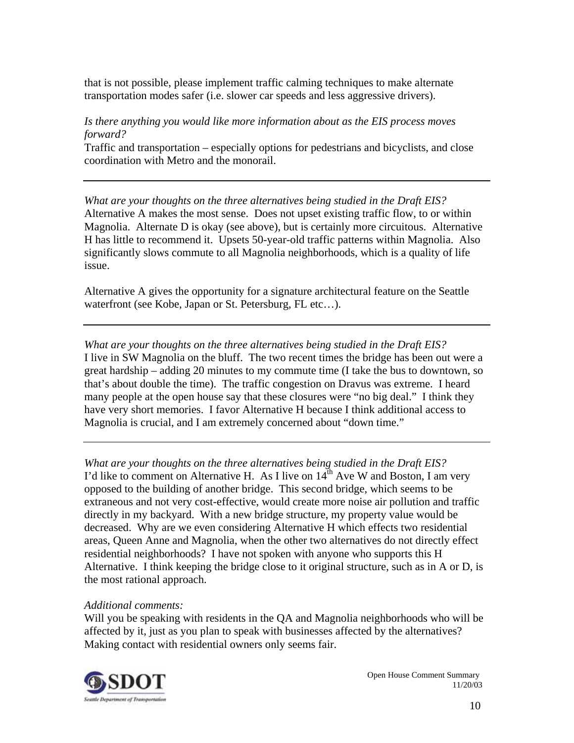that is not possible, please implement traffic calming techniques to make alternate transportation modes safer (i.e. slower car speeds and less aggressive drivers).

*Is there anything you would like more information about as the EIS process moves forward?*
Traffic and transportation – especially options for pedestrians and bicyclists, and close coordination with Metro and the monorail.

---

*What are your thoughts on the three alternatives being studied in the Draft EIS?*
Alternative A makes the most sense. Does not upset existing traffic flow, to or within Magnolia. Alternate D is okay (see above), but is certainly more circuitous. Alternative H has little to recommend it. Upsets 50-year-old traffic patterns within Magnolia. Also significantly slows commute to all Magnolia neighborhoods, which is a quality of life issue.

Alternative A gives the opportunity for a signature architectural feature on the Seattle waterfront (see Kobe, Japan or St. Petersburg, FL etc…).

---

*What are your thoughts on the three alternatives being studied in the Draft EIS?*
I live in SW Magnolia on the bluff. The two recent times the bridge has been out were a great hardship – adding 20 minutes to my commute time (I take the bus to downtown, so that's about double the time). The traffic congestion on Dravus was extreme. I heard many people at the open house say that these closures were "no big deal." I think they have very short memories. I favor Alternative H because I think additional access to Magnolia is crucial, and I am extremely concerned about "down time."

---

*What are your thoughts on the three alternatives being studied in the Draft EIS?*
I'd like to comment on Alternative H. As I live on 14th Ave W and Boston, I am very opposed to the building of another bridge. This second bridge, which seems to be extraneous and not very cost-effective, would create more noise air pollution and traffic directly in my backyard. With a new bridge structure, my property value would be decreased. Why are we even considering Alternative H which effects two residential areas, Queen Anne and Magnolia, when the other two alternatives do not directly effect residential neighborhoods? I have not spoken with anyone who supports this H Alternative. I think keeping the bridge close to it original structure, such as in A or D, is the most rational approach.

*Additional comments:*
Will you be speaking with residents in the QA and Magnolia neighborhoods who will be affected by it, just as you plan to speak with businesses affected by the alternatives? Making contact with residential owners only seems fair.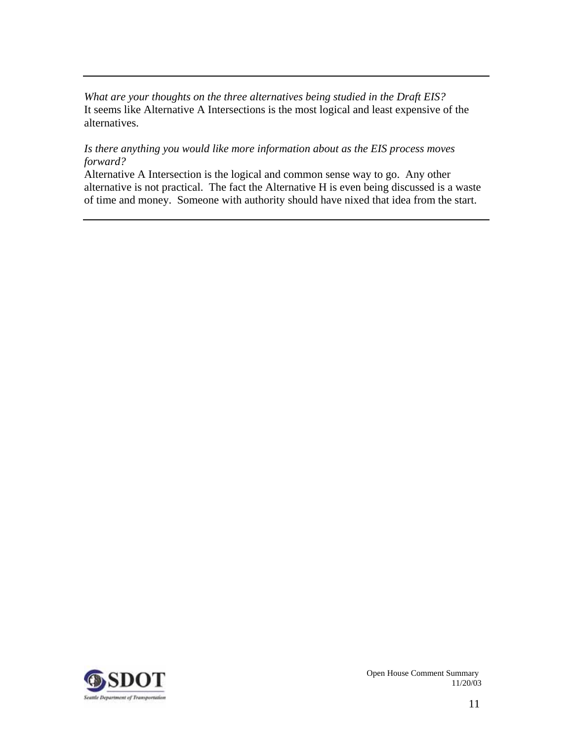---

*What are your thoughts on the three alternatives being studied in the Draft EIS?*
It seems like Alternative A Intersections is the most logical and least expensive of the alternatives.

*Is there anything you would like more information about as the EIS process moves forward?*
Alternative A Intersection is the logical and common sense way to go. Any other alternative is not practical. The fact the Alternative H is even being discussed is a waste of time and money. Someone with authority should have nixed that idea from the start.

---